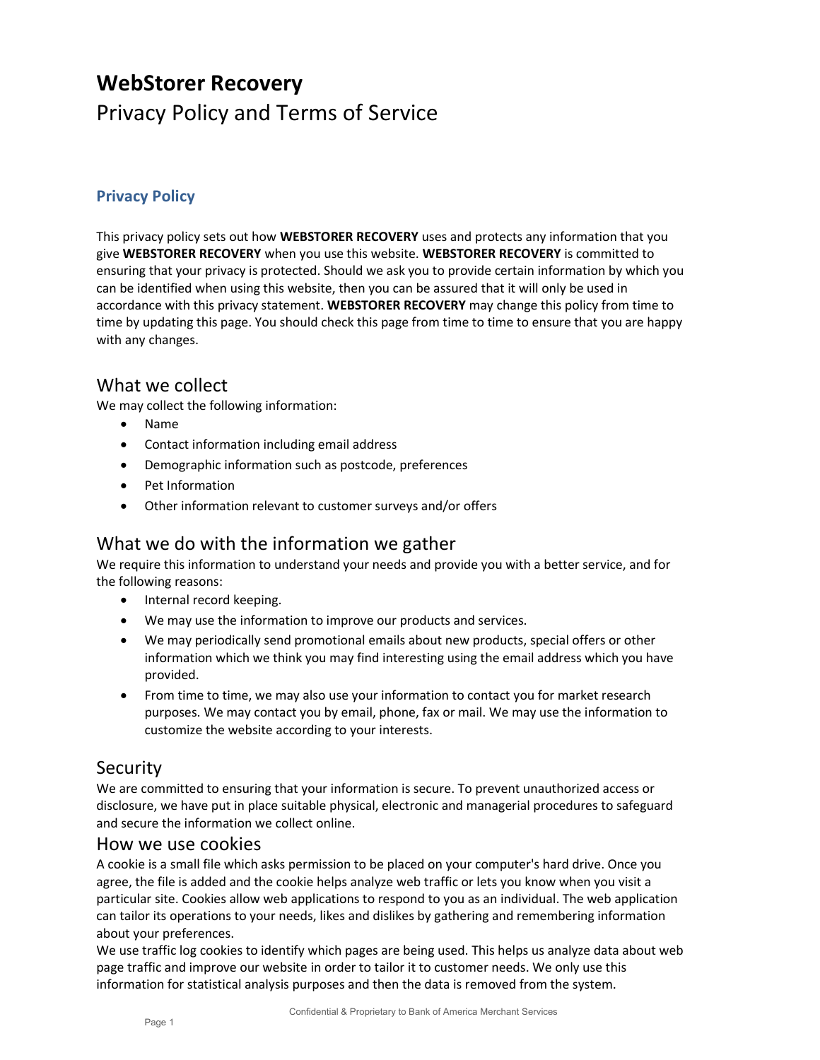# WebStorer Recovery

Privacy Policy and Terms of Service

## Privacy Policy

This privacy policy sets out how **WEBSTORER RECOVERY** uses and protects any information that you give **WEBSTORER RECOVERY** when you use this website. **WEBSTORER RECOVERY** is committed to ensuring that your privacy is protected. Should we ask you to provide certain information by which you can be identified when using this website, then you can be assured that it will only be used in accordance with this privacy statement. **WEBSTORER RECOVERY** may change this policy from time to time by updating this page. You should check this page from time to time to ensure that you are happy with any changes.

### What we collect

We may collect the following information:

- Name
- Contact information including email address
- Demographic information such as postcode, preferences
- Pet Information
- Other information relevant to customer surveys and/or offers

### What we do with the information we gather

We require this information to understand your needs and provide you with a better service, and for the following reasons:

- Internal record keeping.
- We may use the information to improve our products and services.
- We may periodically send promotional emails about new products, special offers or other information which we think you may find interesting using the email address which you have provided.
- From time to time, we may also use your information to contact you for market research purposes. We may contact you by email, phone, fax or mail. We may use the information to customize the website according to your interests.

### Security

We are committed to ensuring that your information is secure. To prevent unauthorized access or disclosure, we have put in place suitable physical, electronic and managerial procedures to safeguard and secure the information we collect online.

### How we use cookies

A cookie is a small file which asks permission to be placed on your computer's hard drive. Once you agree, the file is added and the cookie helps analyze web traffic or lets you know when you visit a particular site. Cookies allow web applications to respond to you as an individual. The web application can tailor its operations to your needs, likes and dislikes by gathering and remembering information about your preferences.

We use traffic log cookies to identify which pages are being used. This helps us analyze data about web page traffic and improve our website in order to tailor it to customer needs. We only use this information for statistical analysis purposes and then the data is removed from the system.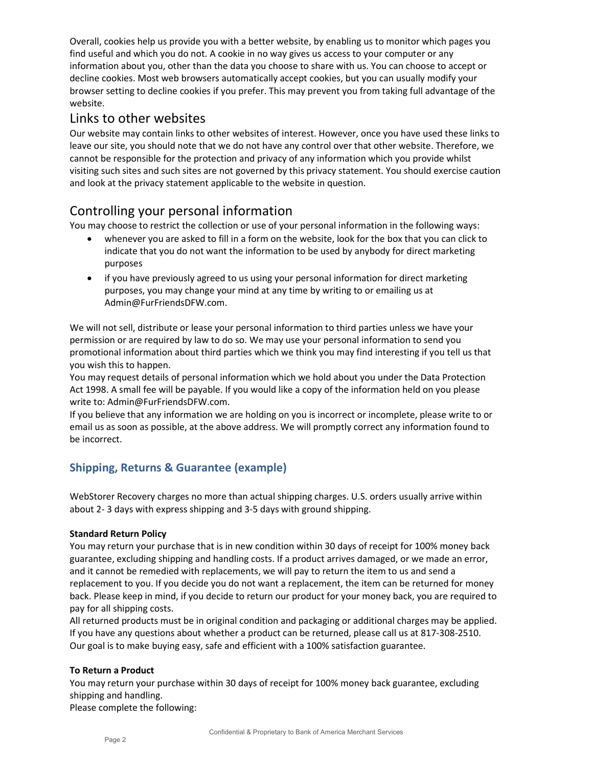Overall, cookies help us provide you with a better website, by enabling us to monitor which pages you find useful and which you do not. A cookie in no way gives us access to your computer or any information about you, other than the data you choose to share with us. You can choose to accept or decline cookies. Most web browsers automatically accept cookies, but you can usually modify your browser setting to decline cookies if you prefer. This may prevent you from taking full advantage of the website.

## Links to other websites

Our website may contain links to other websites of interest. However, once you have used these links to leave our site, you should note that we do not have any control over that other website. Therefore, we cannot be responsible for the protection and privacy of any information which you provide whilst visiting such sites and such sites are not governed by this privacy statement. You should exercise caution and look at the privacy statement applicable to the website in question.

## Controlling your personal information

You may choose to restrict the collection or use of your personal information in the following ways:

- whenever you are asked to fill in a form on the website, look for the box that you can click to indicate that you do not want the information to be used by anybody for direct marketing purposes
- if you have previously agreed to us using your personal information for direct marketing purposes, you may change your mind at any time by writing to or emailing us at Admin@FurFriendsDFW.com.

We will not sell, distribute or lease your personal information to third parties unless we have your permission or are required by law to do so. We may use your personal information to send you promotional information about third parties which we think you may find interesting if you tell us that you wish this to happen.

You may request details of personal information which we hold about you under the Data Protection Act 1998. A small fee will be payable. If you would like a copy of the information held on you please write to: Admin@FurFriendsDFW.com.

If you believe that any information we are holding on you is incorrect or incomplete, please write to or email us as soon as possible, at the above address. We will promptly correct any information found to be incorrect.

### Shipping, Returns & Guarantee (example)

WebStorer Recovery charges no more than actual shipping charges. U.S. orders usually arrive within about 2- 3 days with express shipping and 3-5 days with ground shipping.

**Standard Return Policy**

You may return your purchase that is in new condition within 30 days of receipt for 100% money back guarantee, excluding shipping and handling costs. If a product arrives damaged, or we made an error, and it cannot be remedied with replacements, we will pay to return the item to us and send a replacement to you. If you decide you do not want a replacement, the item can be returned for money back. Please keep in mind, if you decide to return our product for your money back, you are required to pay for all shipping costs.

All returned products must be in original condition and packaging or additional charges may be applied. If you have any questions about whether a product can be returned, please call us at 817-308-2510. Our goal is to make buying easy, safe and efficient with a 100% satisfaction guarantee.

**To Return a Product**

You may return your purchase within 30 days of receipt for 100% money back guarantee, excluding shipping and handling.

Please complete the following: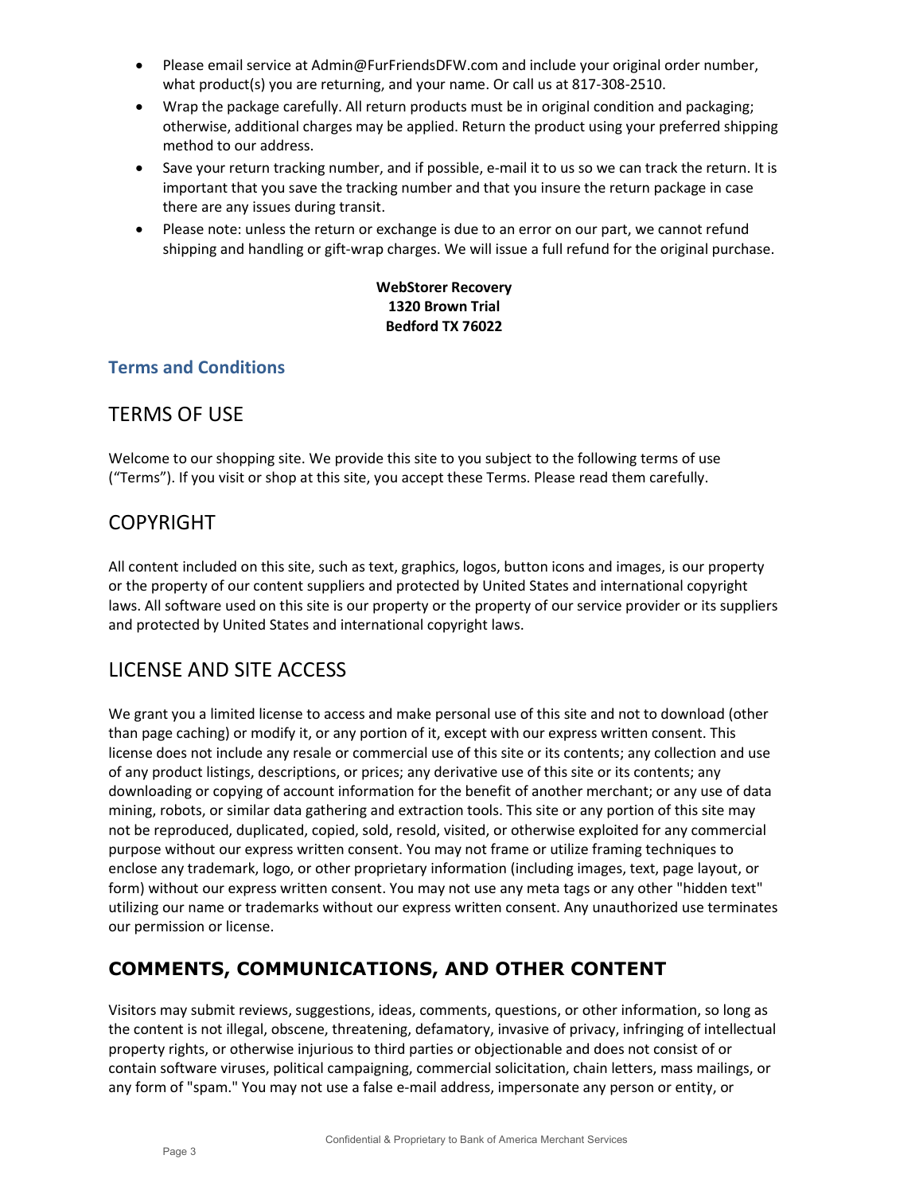- Please email service at Admin@FurFriendsDFW.com and include your original order number, what product(s) you are returning, and your name. Or call us at 817-308-2510.
- Wrap the package carefully. All return products must be in original condition and packaging; otherwise, additional charges may be applied. Return the product using your preferred shipping method to our address.
- Save your return tracking number, and if possible, e-mail it to us so we can track the return. It is important that you save the tracking number and that you insure the return package in case there are any issues during transit.
- Please note: unless the return or exchange is due to an error on our part, we cannot refund shipping and handling or gift-wrap charges. We will issue a full refund for the original purchase.

**WebStorer Recovery**
**1320 Brown Trial**
**Bedford TX 76022**

### Terms and Conditions

## TERMS OF USE

Welcome to our shopping site. We provide this site to you subject to the following terms of use ("Terms"). If you visit or shop at this site, you accept these Terms. Please read them carefully.

## COPYRIGHT

All content included on this site, such as text, graphics, logos, button icons and images, is our property or the property of our content suppliers and protected by United States and international copyright laws. All software used on this site is our property or the property of our service provider or its suppliers and protected by United States and international copyright laws.

## LICENSE AND SITE ACCESS

We grant you a limited license to access and make personal use of this site and not to download (other than page caching) or modify it, or any portion of it, except with our express written consent. This license does not include any resale or commercial use of this site or its contents; any collection and use of any product listings, descriptions, or prices; any derivative use of this site or its contents; any downloading or copying of account information for the benefit of another merchant; or any use of data mining, robots, or similar data gathering and extraction tools. This site or any portion of this site may not be reproduced, duplicated, copied, sold, resold, visited, or otherwise exploited for any commercial purpose without our express written consent. You may not frame or utilize framing techniques to enclose any trademark, logo, or other proprietary information (including images, text, page layout, or form) without our express written consent. You may not use any meta tags or any other "hidden text" utilizing our name or trademarks without our express written consent. Any unauthorized use terminates our permission or license.

## COMMENTS, COMMUNICATIONS, AND OTHER CONTENT

Visitors may submit reviews, suggestions, ideas, comments, questions, or other information, so long as the content is not illegal, obscene, threatening, defamatory, invasive of privacy, infringing of intellectual property rights, or otherwise injurious to third parties or objectionable and does not consist of or contain software viruses, political campaigning, commercial solicitation, chain letters, mass mailings, or any form of "spam." You may not use a false e-mail address, impersonate any person or entity, or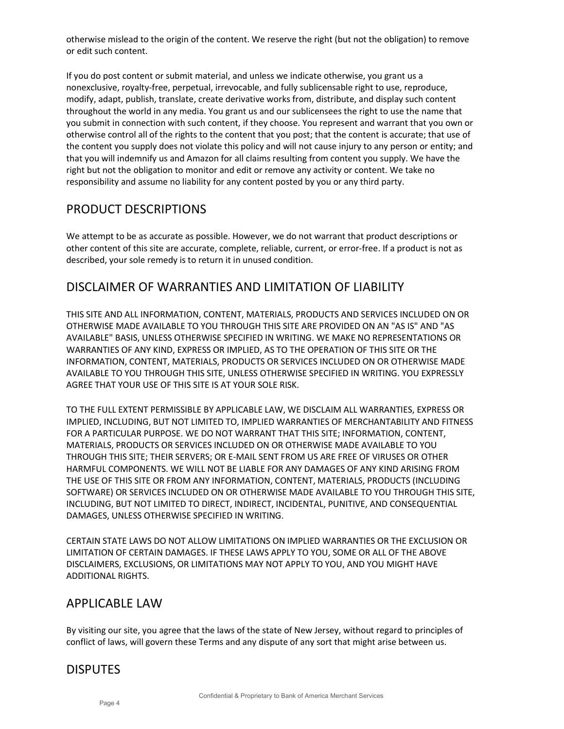otherwise mislead to the origin of the content. We reserve the right (but not the obligation) to remove or edit such content.

If you do post content or submit material, and unless we indicate otherwise, you grant us a nonexclusive, royalty-free, perpetual, irrevocable, and fully sublicensable right to use, reproduce, modify, adapt, publish, translate, create derivative works from, distribute, and display such content throughout the world in any media. You grant us and our sublicensees the right to use the name that you submit in connection with such content, if they choose. You represent and warrant that you own or otherwise control all of the rights to the content that you post; that the content is accurate; that use of the content you supply does not violate this policy and will not cause injury to any person or entity; and that you will indemnify us and Amazon for all claims resulting from content you supply. We have the right but not the obligation to monitor and edit or remove any activity or content. We take no responsibility and assume no liability for any content posted by you or any third party.

## PRODUCT DESCRIPTIONS

We attempt to be as accurate as possible. However, we do not warrant that product descriptions or other content of this site are accurate, complete, reliable, current, or error-free. If a product is not as described, your sole remedy is to return it in unused condition.

## DISCLAIMER OF WARRANTIES AND LIMITATION OF LIABILITY

THIS SITE AND ALL INFORMATION, CONTENT, MATERIALS, PRODUCTS AND SERVICES INCLUDED ON OR OTHERWISE MADE AVAILABLE TO YOU THROUGH THIS SITE ARE PROVIDED ON AN "AS IS" AND "AS AVAILABLE" BASIS, UNLESS OTHERWISE SPECIFIED IN WRITING. WE MAKE NO REPRESENTATIONS OR WARRANTIES OF ANY KIND, EXPRESS OR IMPLIED, AS TO THE OPERATION OF THIS SITE OR THE INFORMATION, CONTENT, MATERIALS, PRODUCTS OR SERVICES INCLUDED ON OR OTHERWISE MADE AVAILABLE TO YOU THROUGH THIS SITE, UNLESS OTHERWISE SPECIFIED IN WRITING. YOU EXPRESSLY AGREE THAT YOUR USE OF THIS SITE IS AT YOUR SOLE RISK.

TO THE FULL EXTENT PERMISSIBLE BY APPLICABLE LAW, WE DISCLAIM ALL WARRANTIES, EXPRESS OR IMPLIED, INCLUDING, BUT NOT LIMITED TO, IMPLIED WARRANTIES OF MERCHANTABILITY AND FITNESS FOR A PARTICULAR PURPOSE. WE DO NOT WARRANT THAT THIS SITE; INFORMATION, CONTENT, MATERIALS, PRODUCTS OR SERVICES INCLUDED ON OR OTHERWISE MADE AVAILABLE TO YOU THROUGH THIS SITE; THEIR SERVERS; OR E-MAIL SENT FROM US ARE FREE OF VIRUSES OR OTHER HARMFUL COMPONENTS. WE WILL NOT BE LIABLE FOR ANY DAMAGES OF ANY KIND ARISING FROM THE USE OF THIS SITE OR FROM ANY INFORMATION, CONTENT, MATERIALS, PRODUCTS (INCLUDING SOFTWARE) OR SERVICES INCLUDED ON OR OTHERWISE MADE AVAILABLE TO YOU THROUGH THIS SITE, INCLUDING, BUT NOT LIMITED TO DIRECT, INDIRECT, INCIDENTAL, PUNITIVE, AND CONSEQUENTIAL DAMAGES, UNLESS OTHERWISE SPECIFIED IN WRITING.

CERTAIN STATE LAWS DO NOT ALLOW LIMITATIONS ON IMPLIED WARRANTIES OR THE EXCLUSION OR LIMITATION OF CERTAIN DAMAGES. IF THESE LAWS APPLY TO YOU, SOME OR ALL OF THE ABOVE DISCLAIMERS, EXCLUSIONS, OR LIMITATIONS MAY NOT APPLY TO YOU, AND YOU MIGHT HAVE ADDITIONAL RIGHTS.

## APPLICABLE LAW

By visiting our site, you agree that the laws of the state of New Jersey, without regard to principles of conflict of laws, will govern these Terms and any dispute of any sort that might arise between us.

## DISPUTES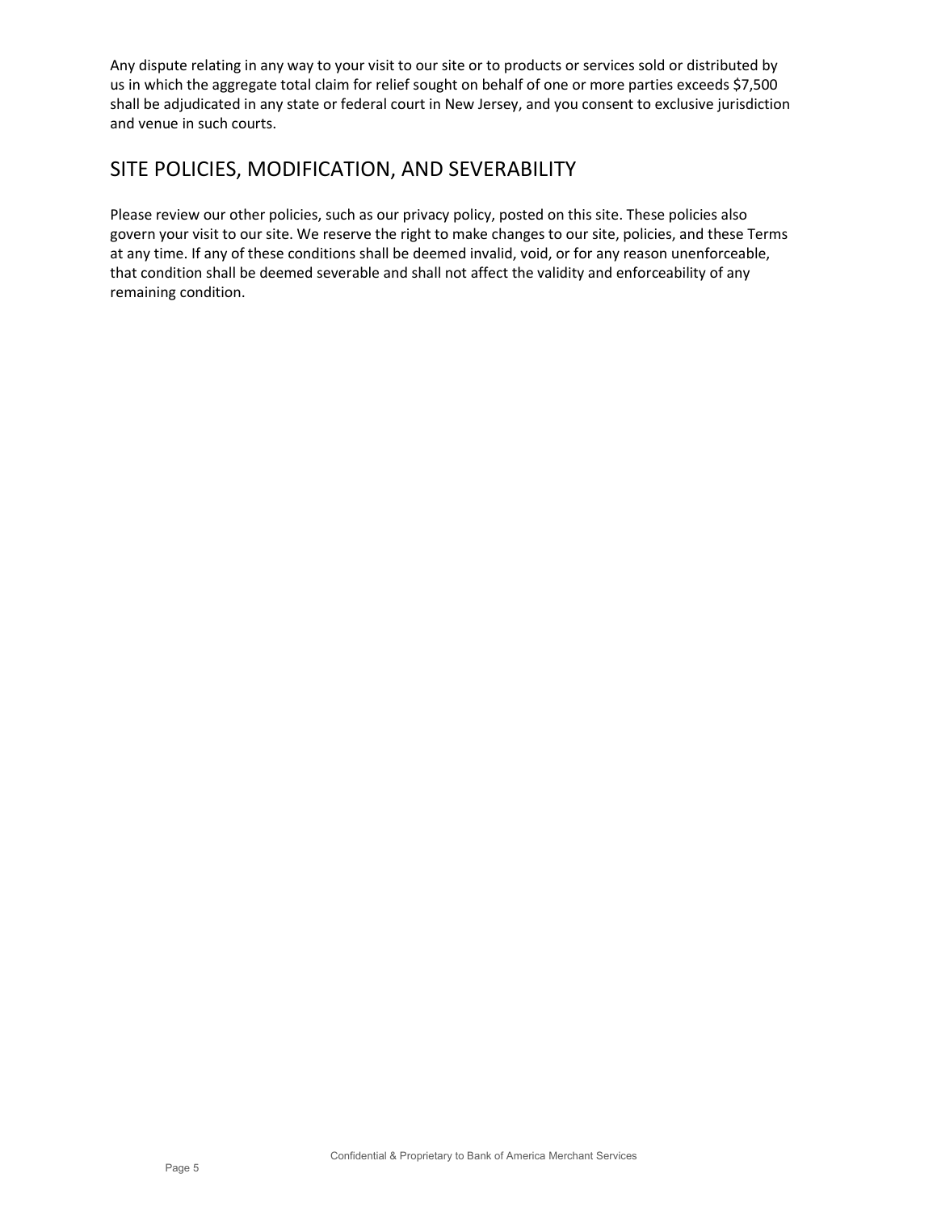Any dispute relating in any way to your visit to our site or to products or services sold or distributed by us in which the aggregate total claim for relief sought on behalf of one or more parties exceeds $7,500 shall be adjudicated in any state or federal court in New Jersey, and you consent to exclusive jurisdiction and venue in such courts.

## SITE POLICIES, MODIFICATION, AND SEVERABILITY

Please review our other policies, such as our privacy policy, posted on this site. These policies also govern your visit to our site. We reserve the right to make changes to our site, policies, and these Terms at any time. If any of these conditions shall be deemed invalid, void, or for any reason unenforceable, that condition shall be deemed severable and shall not affect the validity and enforceability of any remaining condition.